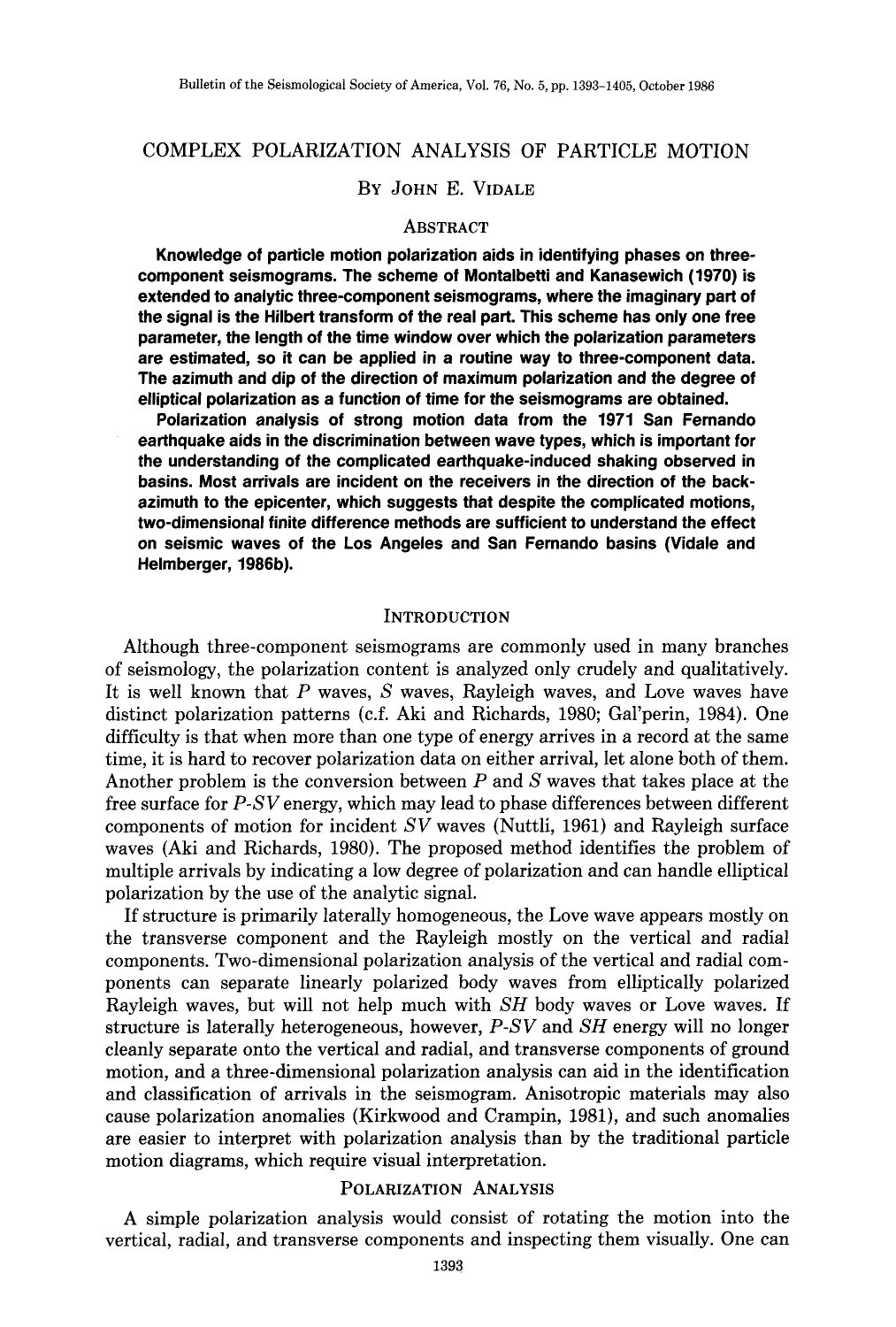# COMPLEX POLARIZATION ANALYSIS OF PARTICLE MOTION

By John E. Vidale

## Abstract

**Knowledge of particle motion polarization aids in identifying phases on three-component seismograms. The scheme of Montalbetti and Kanasewich (1970) is extended to analytic three-component seismograms, where the imaginary part of the signal is the Hilbert transform of the real part. This scheme has only one free parameter, the length of the time window over which the polarization parameters are estimated, so it can be applied in a routine way to three-component data. The azimuth and dip of the direction of maximum polarization and the degree of elliptical polarization as a function of time for the seismograms are obtained.**

**Polarization analysis of strong motion data from the 1971 San Fernando earthquake aids in the discrimination between wave types, which is important for the understanding of the complicated earthquake-induced shaking observed in basins. Most arrivals are incident on the receivers in the direction of the back-azimuth to the epicenter, which suggests that despite the complicated motions, two-dimensional finite difference methods are sufficient to understand the effect on seismic waves of the Los Angeles and San Fernando basins (Vidale and Helmberger, 1986b).**

## Introduction

Although three-component seismograms are commonly used in many branches of seismology, the polarization content is analyzed only crudely and qualitatively. It is well known that *P* waves, *S* waves, Rayleigh waves, and Love waves have distinct polarization patterns (c.f. Aki and Richards, 1980; Gal'perin, 1984). One difficulty is that when more than one type of energy arrives in a record at the same time, it is hard to recover polarization data on either arrival, let alone both of them. Another problem is the conversion between *P* and *S* waves that takes place at the free surface for *P-SV* energy, which may lead to phase differences between different components of motion for incident *SV* waves (Nuttli, 1961) and Rayleigh surface waves (Aki and Richards, 1980). The proposed method identifies the problem of multiple arrivals by indicating a low degree of polarization and can handle elliptical polarization by the use of the analytic signal.

If structure is primarily laterally homogeneous, the Love wave appears mostly on the transverse component and the Rayleigh mostly on the vertical and radial components. Two-dimensional polarization analysis of the vertical and radial components can separate linearly polarized body waves from elliptically polarized Rayleigh waves, but will not help much with *SH* body waves or Love waves. If structure is laterally heterogeneous, however, *P-SV* and *SH* energy will no longer cleanly separate onto the vertical and radial, and transverse components of ground motion, and a three-dimensional polarization analysis can aid in the identification and classification of arrivals in the seismogram. Anisotropic materials may also cause polarization anomalies (Kirkwood and Crampin, 1981), and such anomalies are easier to interpret with polarization analysis than by the traditional particle motion diagrams, which require visual interpretation.

## Polarization Analysis

A simple polarization analysis would consist of rotating the motion into the vertical, radial, and transverse components and inspecting them visually. One can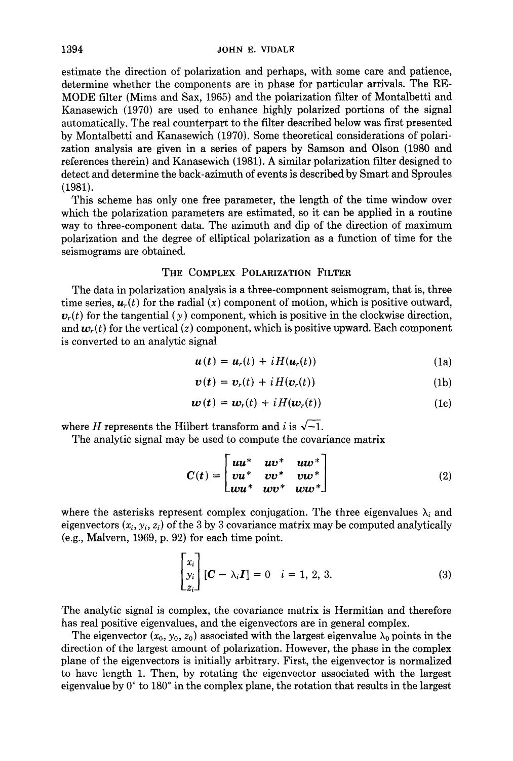estimate the direction of polarization and perhaps, with some care and patience, determine whether the components are in phase for particular arrivals. The REMODE filter (Mims and Sax, 1965) and the polarization filter of Montalbetti and Kanasewich (1970) are used to enhance highly polarized portions of the signal automatically. The real counterpart to the filter described below was first presented by Montalbetti and Kanasewich (1970). Some theoretical considerations of polarization analysis are given in a series of papers by Samson and Olson (1980 and references therein) and Kanasewich (1981). A similar polarization filter designed to detect and determine the back-azimuth of events is described by Smart and Sproules (1981).

This scheme has only one free parameter, the length of the time window over which the polarization parameters are estimated, so it can be applied in a routine way to three-component data. The azimuth and dip of the direction of maximum polarization and the degree of elliptical polarization as a function of time for the seismograms are obtained.

## The Complex Polarization Filter

The data in polarization analysis is a three-component seismogram, that is, three time series, $u_r(t)$ for the radial ($x$) component of motion, which is positive outward, $v_r(t)$ for the tangential ($y$) component, which is positive in the clockwise direction, and $w_r(t)$ for the vertical ($z$) component, which is positive upward. Each component is converted to an analytic signal

$$u(t) = u_r(t) + iH(u_r(t)) \tag{1a}$$

$$v(t) = v_r(t) + iH(v_r(t)) \tag{1b}$$

$$w(t) = w_r(t) + iH(w_r(t)) \tag{1c}$$

where $H$ represents the Hilbert transform and $i$ is $\sqrt{-1}$.

The analytic signal may be used to compute the covariance matrix

$$C(t) = \begin{bmatrix} uu^* & uv^* & uw^* \\ vu^* & vv^* & vw^* \\ wu^* & wv^* & ww^* \end{bmatrix} \tag{2}$$

where the asterisks represent complex conjugation. The three eigenvalues $\lambda_i$ and eigenvectors $(x_i, y_i, z_i)$ of the 3 by 3 covariance matrix may be computed analytically (e.g., Malvern, 1969, p. 92) for each time point.

$$\begin{bmatrix} x_i \\ y_i \\ z_i \end{bmatrix} [C - \lambda_i I] = 0 \quad i = 1, 2, 3. \tag{3}$$

The analytic signal is complex, the covariance matrix is Hermitian and therefore has real positive eigenvalues, and the eigenvectors are in general complex.

The eigenvector $(x_0, y_0, z_0)$ associated with the largest eigenvalue $\lambda_0$ points in the direction of the largest amount of polarization. However, the phase in the complex plane of the eigenvectors is initially arbitrary. First, the eigenvector is normalized to have length 1. Then, by rotating the eigenvector associated with the largest eigenvalue by 0° to 180° in the complex plane, the rotation that results in the largest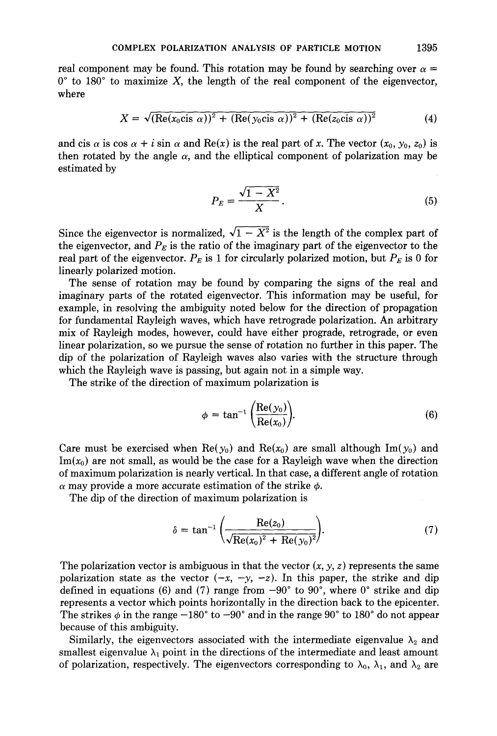real component may be found. This rotation may be found by searching over $\alpha = 0°$ to $180°$ to maximize $X$, the length of the real component of the eigenvector, where

$$X = \sqrt{(\text{Re}(x_0 \text{cis } \alpha))^2 + (\text{Re}(y_0 \text{cis } \alpha))^2 + (\text{Re}(z_0 \text{cis } \alpha))^2} \tag{4}$$

and cis $\alpha$ is $\cos \alpha + i \sin \alpha$ and Re$(x)$ is the real part of $x$. The vector $(x_0, y_0, z_0)$ is then rotated by the angle $\alpha$, and the elliptical component of polarization may be estimated by

$$P_E = \frac{\sqrt{1 - X^2}}{X}. \tag{5}$$

Since the eigenvector is normalized, $\sqrt{1 - X^2}$ is the length of the complex part of the eigenvector, and $P_E$ is the ratio of the imaginary part of the eigenvector to the real part of the eigenvector. $P_E$ is 1 for circularly polarized motion, but $P_E$ is 0 for linearly polarized motion.

The sense of rotation may be found by comparing the signs of the real and imaginary parts of the rotated eigenvector. This information may be useful, for example, in resolving the ambiguity noted below for the direction of propagation for fundamental Rayleigh waves, which have retrograde polarization. An arbitrary mix of Rayleigh modes, however, could have either prograde, retrograde, or even linear polarization, so we pursue the sense of rotation no further in this paper. The dip of the polarization of Rayleigh waves also varies with the structure through which the Rayleigh wave is passing, but again not in a simple way.

The strike of the direction of maximum polarization is

$$\phi = \tan^{-1}\left(\frac{\text{Re}(y_0)}{\text{Re}(x_0)}\right). \tag{6}$$

Care must be exercised when Re$(y_0)$ and Re$(x_0)$ are small although Im$(y_0)$ and Im$(x_0)$ are not small, as would be the case for a Rayleigh wave when the direction of maximum polarization is nearly vertical. In that case, a different angle of rotation $\alpha$ may provide a more accurate estimation of the strike $\phi$.

The dip of the direction of maximum polarization is

$$\delta = \tan^{-1}\left(\frac{\text{Re}(z_0)}{\sqrt{\text{Re}(x_0)^2 + \text{Re}(y_0)^2}}\right). \tag{7}$$

The polarization vector is ambiguous in that the vector $(x, y, z)$ represents the same polarization state as the vector $(-x, -y, -z)$. In this paper, the strike and dip defined in equations (6) and (7) range from $-90°$ to $90°$, where $0°$ strike and dip represents a vector which points horizontally in the direction back to the epicenter. The strikes $\phi$ in the range $-180°$ to $-90°$ and in the range $90°$ to $180°$ do not appear because of this ambiguity.

Similarly, the eigenvectors associated with the intermediate eigenvalue $\lambda_2$ and smallest eigenvalue $\lambda_1$ point in the directions of the intermediate and least amount of polarization, respectively. The eigenvectors corresponding to $\lambda_0$, $\lambda_1$, and $\lambda_2$ are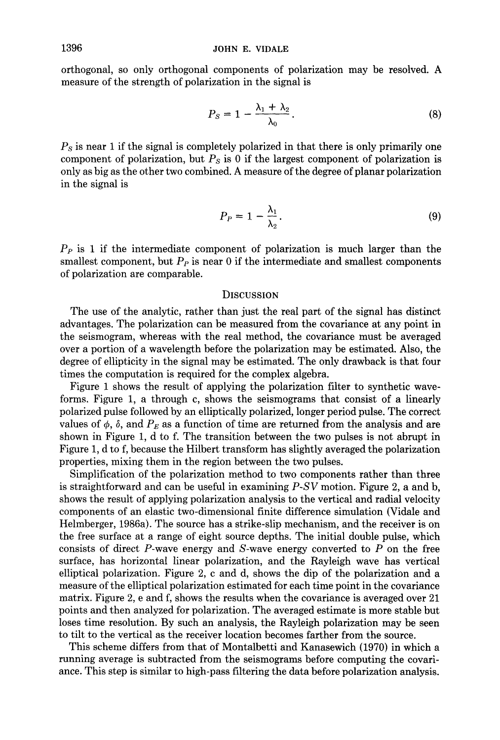orthogonal, so only orthogonal components of polarization may be resolved. A measure of the strength of polarization in the signal is

$$P_S = 1 - \frac{\lambda_1 + \lambda_2}{\lambda_0}. \tag{8}$$

$P_S$ is near 1 if the signal is completely polarized in that there is only primarily one component of polarization, but $P_S$ is 0 if the largest component of polarization is only as big as the other two combined. A measure of the degree of planar polarization in the signal is

$$P_P = 1 - \frac{\lambda_1}{\lambda_2}. \tag{9}$$

$P_P$ is 1 if the intermediate component of polarization is much larger than the smallest component, but $P_P$ is near 0 if the intermediate and smallest components of polarization are comparable.

## Discussion

The use of the analytic, rather than just the real part of the signal has distinct advantages. The polarization can be measured from the covariance at any point in the seismogram, whereas with the real method, the covariance must be averaged over a portion of a wavelength before the polarization may be estimated. Also, the degree of ellipticity in the signal may be estimated. The only drawback is that four times the computation is required for the complex algebra.

Figure 1 shows the result of applying the polarization filter to synthetic waveforms. Figure 1, a through c, shows the seismograms that consist of a linearly polarized pulse followed by an elliptically polarized, longer period pulse. The correct values of $\phi$, $\delta$, and $P_E$ as a function of time are returned from the analysis and are shown in Figure 1, d to f. The transition between the two pulses is not abrupt in Figure 1, d to f, because the Hilbert transform has slightly averaged the polarization properties, mixing them in the region between the two pulses.

Simplification of the polarization method to two components rather than three is straightforward and can be useful in examining $P$-$SV$ motion. Figure 2, a and b, shows the result of applying polarization analysis to the vertical and radial velocity components of an elastic two-dimensional finite difference simulation (Vidale and Helmberger, 1986a). The source has a strike-slip mechanism, and the receiver is on the free surface at a range of eight source depths. The initial double pulse, which consists of direct $P$-wave energy and $S$-wave energy converted to $P$ on the free surface, has horizontal linear polarization, and the Rayleigh wave has vertical elliptical polarization. Figure 2, c and d, shows the dip of the polarization and a measure of the elliptical polarization estimated for each time point in the covariance matrix. Figure 2, e and f, shows the results when the covariance is averaged over 21 points and then analyzed for polarization. The averaged estimate is more stable but loses time resolution. By such an analysis, the Rayleigh polarization may be seen to tilt to the vertical as the receiver location becomes farther from the source.

This scheme differs from that of Montalbetti and Kanasewich (1970) in which a running average is subtracted from the seismograms before computing the covariance. This step is similar to high-pass filtering the data before polarization analysis.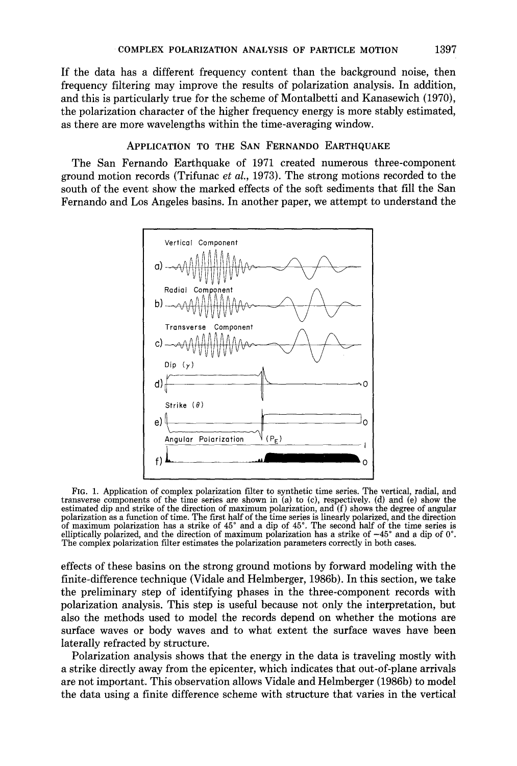If the data has a different frequency content than the background noise, then frequency filtering may improve the results of polarization analysis. In addition, and this is particularly true for the scheme of Montalbetti and Kanasewich (1970), the polarization character of the higher frequency energy is more stably estimated, as there are more wavelengths within the time-averaging window.

## Application to the San Fernando Earthquake

The San Fernando Earthquake of 1971 created numerous three-component ground motion records (Trifunac *et al.*, 1973). The strong motions recorded to the south of the event show the marked effects of the soft sediments that fill the San Fernando and Los Angeles basins. In another paper, we attempt to understand the effects of these basins on the strong ground motions by forward modeling with the finite-difference technique (Vidale and Helmberger, 1986b). In this section, we take the preliminary step of identifying phases in the three-component records with polarization analysis. This step is useful because not only the interpretation, but also the methods used to model the records depend on whether the motions are surface waves or body waves and to what extent the surface waves have been laterally refracted by structure.

FIG. 1. Application of complex polarization filter to synthetic time series. The vertical, radial, and transverse components of the time series are shown in (a) to (c), respectively. (d) and (e) show the estimated dip and strike of the direction of maximum polarization, and (f) shows the degree of angular polarization as a function of time. The first half of the time series is linearly polarized, and the direction of maximum polarization has a strike of 45° and a dip of 45°. The second half of the time series is elliptically polarized, and the direction of maximum polarization has a strike of −45° and a dip of 0°. The complex polarization filter estimates the polarization parameters correctly in both cases.

Polarization analysis shows that the energy in the data is traveling mostly with a strike directly away from the epicenter, which indicates that out-of-plane arrivals are not important. This observation allows Vidale and Helmberger (1986b) to model the data using a finite difference scheme with structure that varies in the vertical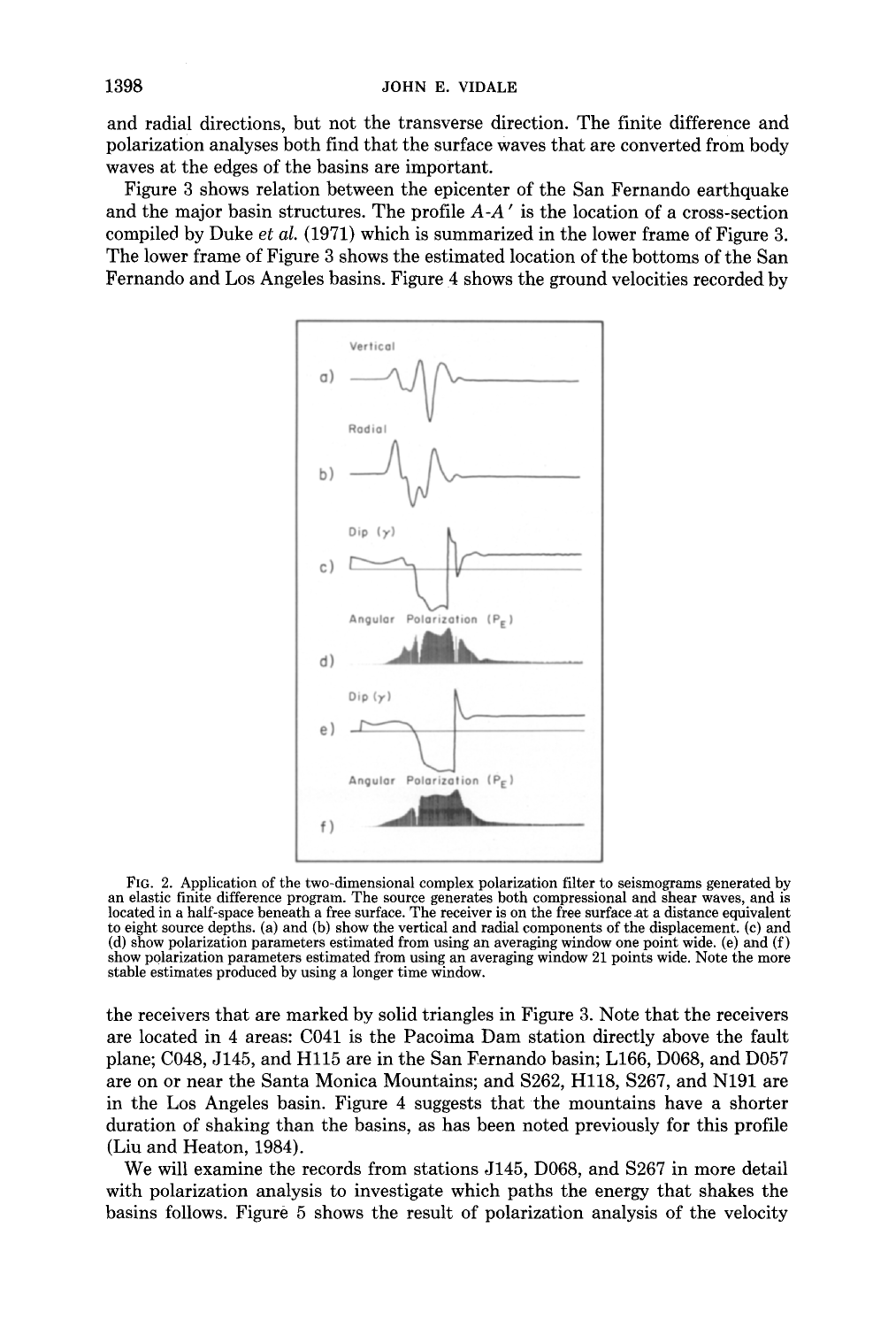and radial directions, but not the transverse direction. The finite difference and polarization analyses both find that the surface waves that are converted from body waves at the edges of the basins are important.

Figure 3 shows relation between the epicenter of the San Fernando earthquake and the major basin structures. The profile *A-A′* is the location of a cross-section compiled by Duke *et al.* (1971) which is summarized in the lower frame of Figure 3. The lower frame of Figure 3 shows the estimated location of the bottoms of the San Fernando and Los Angeles basins. Figure 4 shows the ground velocities recorded by

FIG. 2. Application of the two-dimensional complex polarization filter to seismograms generated by an elastic finite difference program. The source generates both compressional and shear waves, and is located in a half-space beneath a free surface. The receiver is on the free surface at a distance equivalent to eight source depths. (a) and (b) show the vertical and radial components of the displacement. (c) and (d) show polarization parameters estimated from using an averaging window one point wide. (e) and (f) show polarization parameters estimated from using an averaging window 21 points wide. Note the more stable estimates produced by using a longer time window.

the receivers that are marked by solid triangles in Figure 3. Note that the receivers are located in 4 areas: C041 is the Pacoima Dam station directly above the fault plane; C048, J145, and H115 are in the San Fernando basin; L166, D068, and D057 are on or near the Santa Monica Mountains; and S262, H118, S267, and N191 are in the Los Angeles basin. Figure 4 suggests that the mountains have a shorter duration of shaking than the basins, as has been noted previously for this profile (Liu and Heaton, 1984).

We will examine the records from stations J145, D068, and S267 in more detail with polarization analysis to investigate which paths the energy that shakes the basins follows. Figure 5 shows the result of polarization analysis of the velocity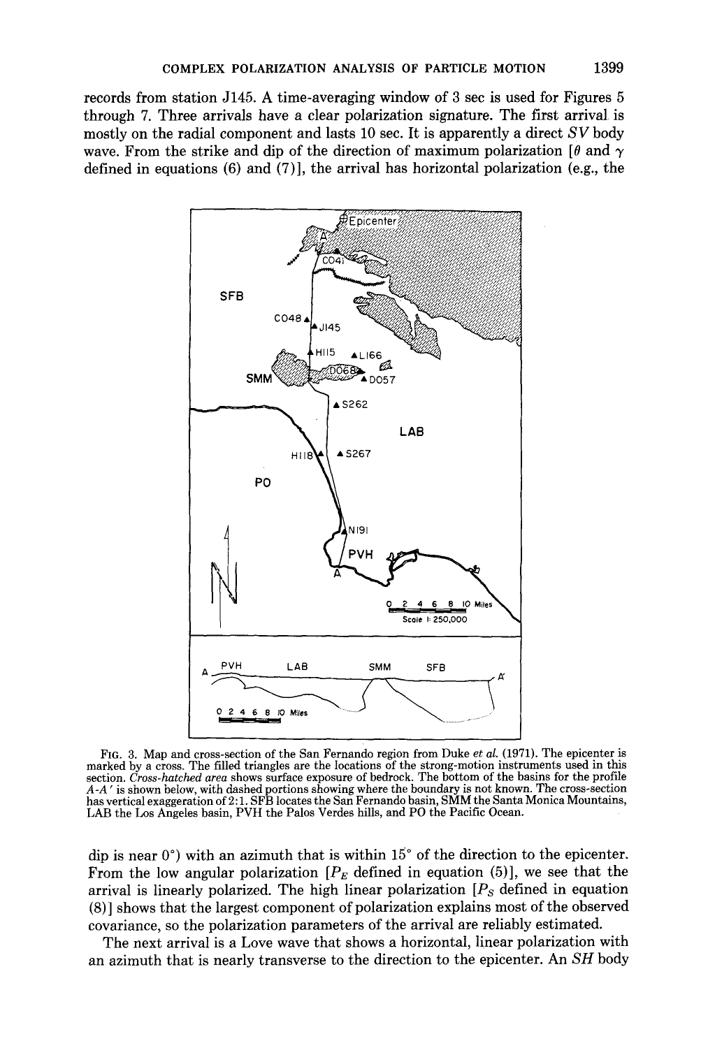records from station J145. A time-averaging window of 3 sec is used for Figures 5 through 7. Three arrivals have a clear polarization signature. The first arrival is mostly on the radial component and lasts 10 sec. It is apparently a direct $SV$ body wave. From the strike and dip of the direction of maximum polarization [$\theta$ and $\gamma$ defined in equations (6) and (7)], the arrival has horizontal polarization (e.g., the

FIG. 3. Map and cross-section of the San Fernando region from Duke *et al.* (1971). The epicenter is marked by a cross. The filled triangles are the locations of the strong-motion instruments used in this section. *Cross-hatched area* shows surface exposure of bedrock. The bottom of the basins for the profile $A$-$A'$ is shown below, with dashed portions showing where the boundary is not known. The cross-section has vertical exaggeration of 2:1. SFB locates the San Fernando basin, SMM the Santa Monica Mountains, LAB the Los Angeles basin, PVH the Palos Verdes hills, and PO the Pacific Ocean.

dip is near 0°) with an azimuth that is within 15° of the direction to the epicenter. From the low angular polarization [$P_E$ defined in equation (5)], we see that the arrival is linearly polarized. The high linear polarization [$P_S$ defined in equation (8)] shows that the largest component of polarization explains most of the observed covariance, so the polarization parameters of the arrival are reliably estimated.

The next arrival is a Love wave that shows a horizontal, linear polarization with an azimuth that is nearly transverse to the direction to the epicenter. An $SH$ body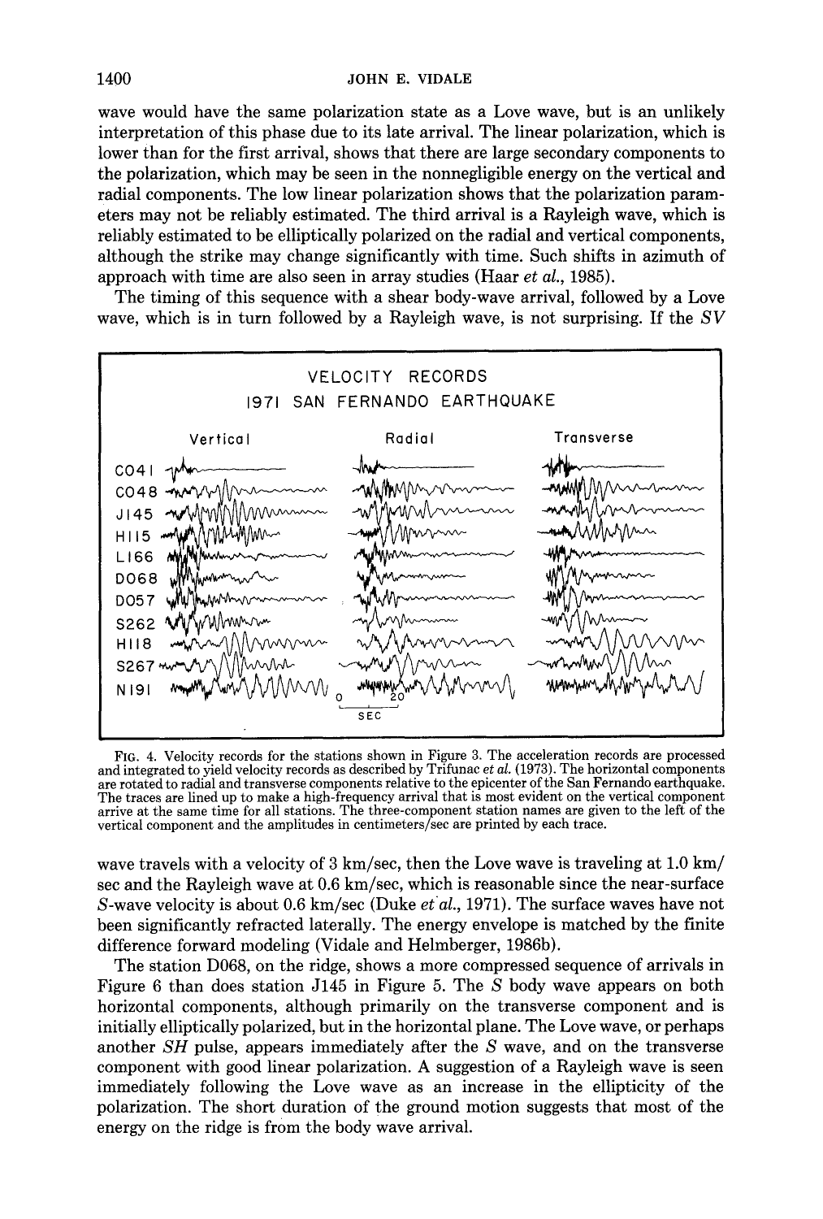wave would have the same polarization state as a Love wave, but is an unlikely interpretation of this phase due to its late arrival. The linear polarization, which is lower than for the first arrival, shows that there are large secondary components to the polarization, which may be seen in the nonnegligible energy on the vertical and radial components. The low linear polarization shows that the polarization parameters may not be reliably estimated. The third arrival is a Rayleigh wave, which is reliably estimated to be elliptically polarized on the radial and vertical components, although the strike may change significantly with time. Such shifts in azimuth of approach with time are also seen in array studies (Haar *et al.*, 1985).

The timing of this sequence with a shear body-wave arrival, followed by a Love wave, which is in turn followed by a Rayleigh wave, is not surprising. If the *SV* wave travels with a velocity of 3 km/sec, then the Love wave is traveling at 1.0 km/sec and the Rayleigh wave at 0.6 km/sec, which is reasonable since the near-surface *S*-wave velocity is about 0.6 km/sec (Duke *et al.*, 1971). The surface waves have not been significantly refracted laterally. The energy envelope is matched by the finite difference forward modeling (Vidale and Helmberger, 1986b).

FIG. 4. Velocity records for the stations shown in Figure 3. The acceleration records are processed and integrated to yield velocity records as described by Trifunac *et al.* (1973). The horizontal components are rotated to radial and transverse components relative to the epicenter of the San Fernando earthquake. The traces are lined up to make a high-frequency arrival that is most evident on the vertical component arrive at the same time for all stations. The three-component station names are given to the left of the vertical component and the amplitudes in centimeters/sec are printed by each trace.

The station D068, on the ridge, shows a more compressed sequence of arrivals in Figure 6 than does station J145 in Figure 5. The *S* body wave appears on both horizontal components, although primarily on the transverse component and is initially elliptically polarized, but in the horizontal plane. The Love wave, or perhaps another *SH* pulse, appears immediately after the *S* wave, and on the transverse component with good linear polarization. A suggestion of a Rayleigh wave is seen immediately following the Love wave as an increase in the ellipticity of the polarization. The short duration of the ground motion suggests that most of the energy on the ridge is from the body wave arrival.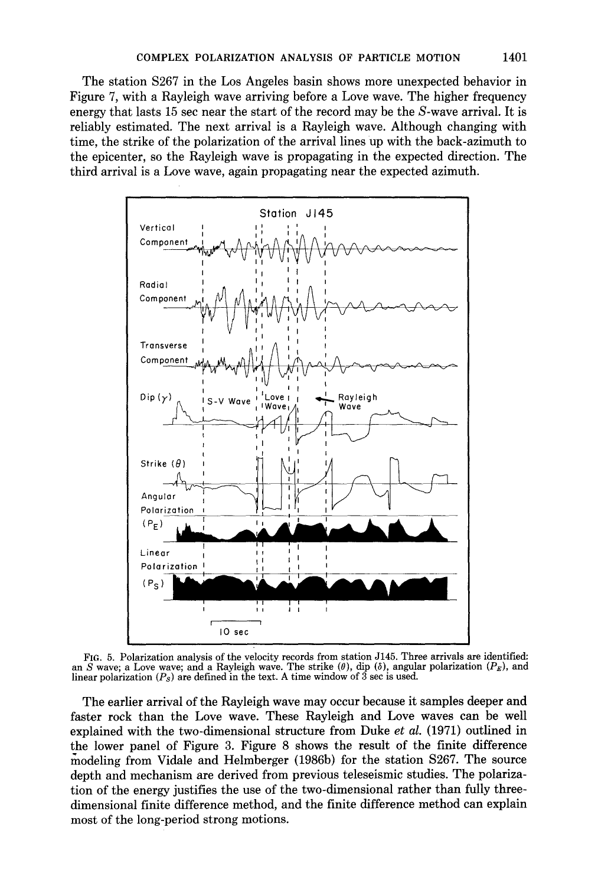The station S267 in the Los Angeles basin shows more unexpected behavior in Figure 7, with a Rayleigh wave arriving before a Love wave. The higher frequency energy that lasts 15 sec near the start of the record may be the $S$-wave arrival. It is reliably estimated. The next arrival is a Rayleigh wave. Although changing with time, the strike of the polarization of the arrival lines up with the back-azimuth to the epicenter, so the Rayleigh wave is propagating in the expected direction. The third arrival is a Love wave, again propagating near the expected azimuth.

FIG. 5. Polarization analysis of the velocity records from station J145. Three arrivals are identified: an $S$ wave; a Love wave; and a Rayleigh wave. The strike ($\theta$), dip ($\delta$), angular polarization ($P_E$), and linear polarization ($P_S$) are defined in the text. A time window of 3 sec is used.

The earlier arrival of the Rayleigh wave may occur because it samples deeper and faster rock than the Love wave. These Rayleigh and Love waves can be well explained with the two-dimensional structure from Duke *et al.* (1971) outlined in the lower panel of Figure 3. Figure 8 shows the result of the finite difference modeling from Vidale and Helmberger (1986b) for the station S267. The source depth and mechanism are derived from previous teleseismic studies. The polarization of the energy justifies the use of the two-dimensional rather than fully three-dimensional finite difference method, and the finite difference method can explain most of the long-period strong motions.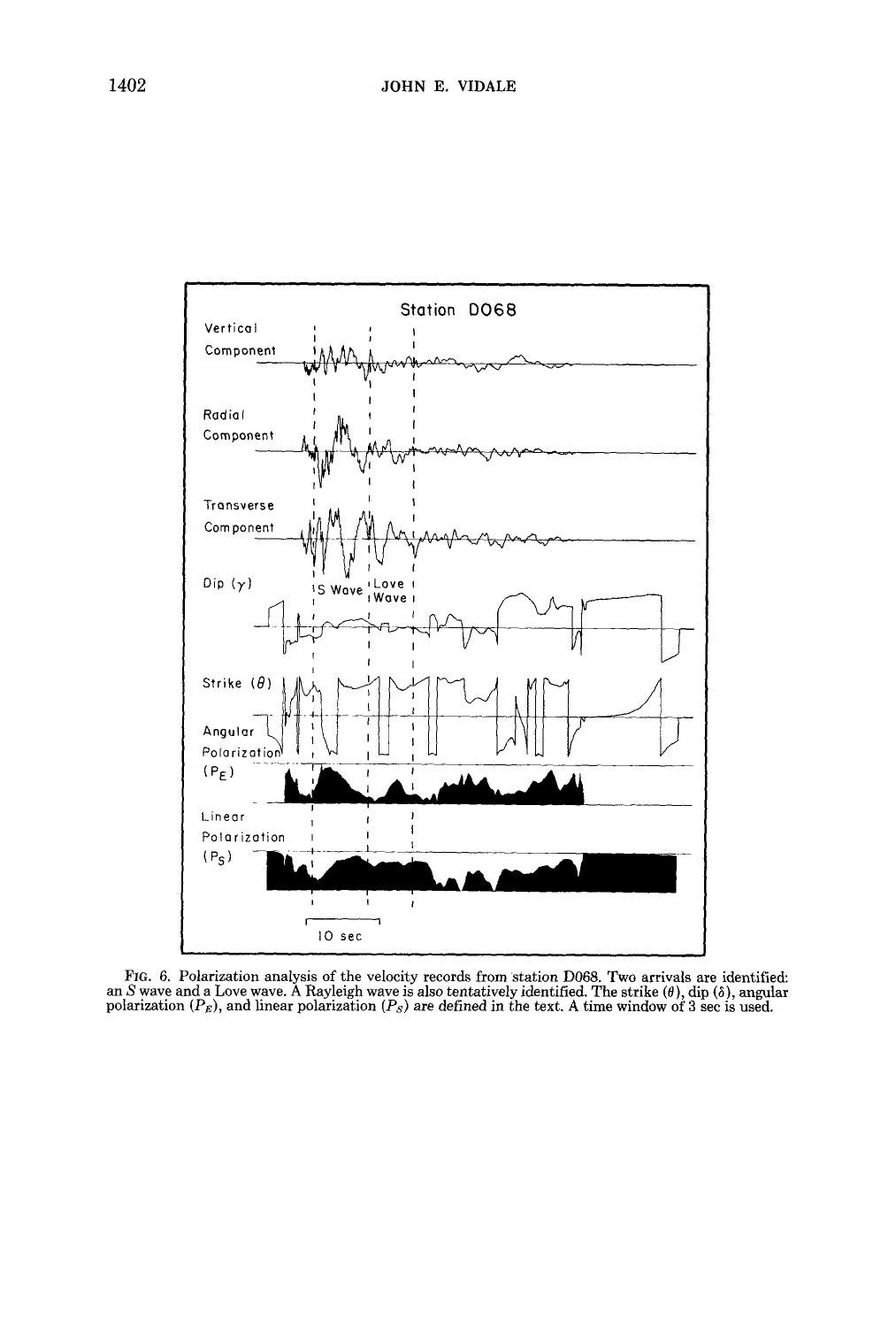FIG. 6. Polarization analysis of the velocity records from station D068. Two arrivals are identified: an $S$ wave and a Love wave. A Rayleigh wave is also tentatively identified. The strike ($\theta$), dip ($\delta$), angular polarization ($P_E$), and linear polarization ($P_S$) are defined in the text. A time window of 3 sec is used.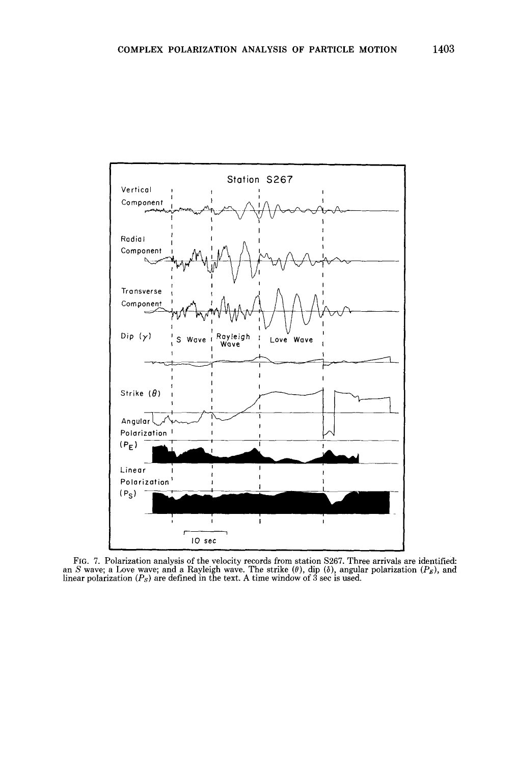FIG. 7. Polarization analysis of the velocity records from station S267. Three arrivals are identified: an $S$ wave; a Love wave; and a Rayleigh wave. The strike ($\theta$), dip ($\delta$), angular polarization ($P_E$), and linear polarization ($P_S$) are defined in the text. A time window of 3 sec is used.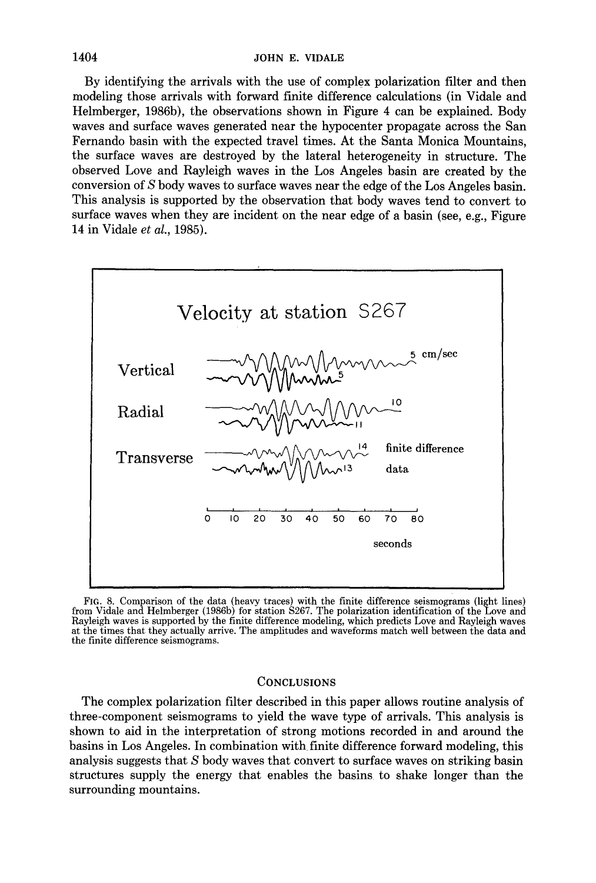By identifying the arrivals with the use of complex polarization filter and then modeling those arrivals with forward finite difference calculations (in Vidale and Helmberger, 1986b), the observations shown in Figure 4 can be explained. Body waves and surface waves generated near the hypocenter propagate across the San Fernando basin with the expected travel times. At the Santa Monica Mountains, the surface waves are destroyed by the lateral heterogeneity in structure. The observed Love and Rayleigh waves in the Los Angeles basin are created by the conversion of $S$ body waves to surface waves near the edge of the Los Angeles basin. This analysis is supported by the observation that body waves tend to convert to surface waves when they are incident on the near edge of a basin (see, e.g., Figure 14 in Vidale *et al.*, 1985).

FIG. 8. Comparison of the data (heavy traces) with the finite difference seismograms (light lines) from Vidale and Helmberger (1986b) for station S267. The polarization identification of the Love and Rayleigh waves is supported by the finite difference modeling, which predicts Love and Rayleigh waves at the times that they actually arrive. The amplitudes and waveforms match well between the data and the finite difference seismograms.

## CONCLUSIONS

The complex polarization filter described in this paper allows routine analysis of three-component seismograms to yield the wave type of arrivals. This analysis is shown to aid in the interpretation of strong motions recorded in and around the basins in Los Angeles. In combination with finite difference forward modeling, this analysis suggests that $S$ body waves that convert to surface waves on striking basin structures supply the energy that enables the basins to shake longer than the surrounding mountains.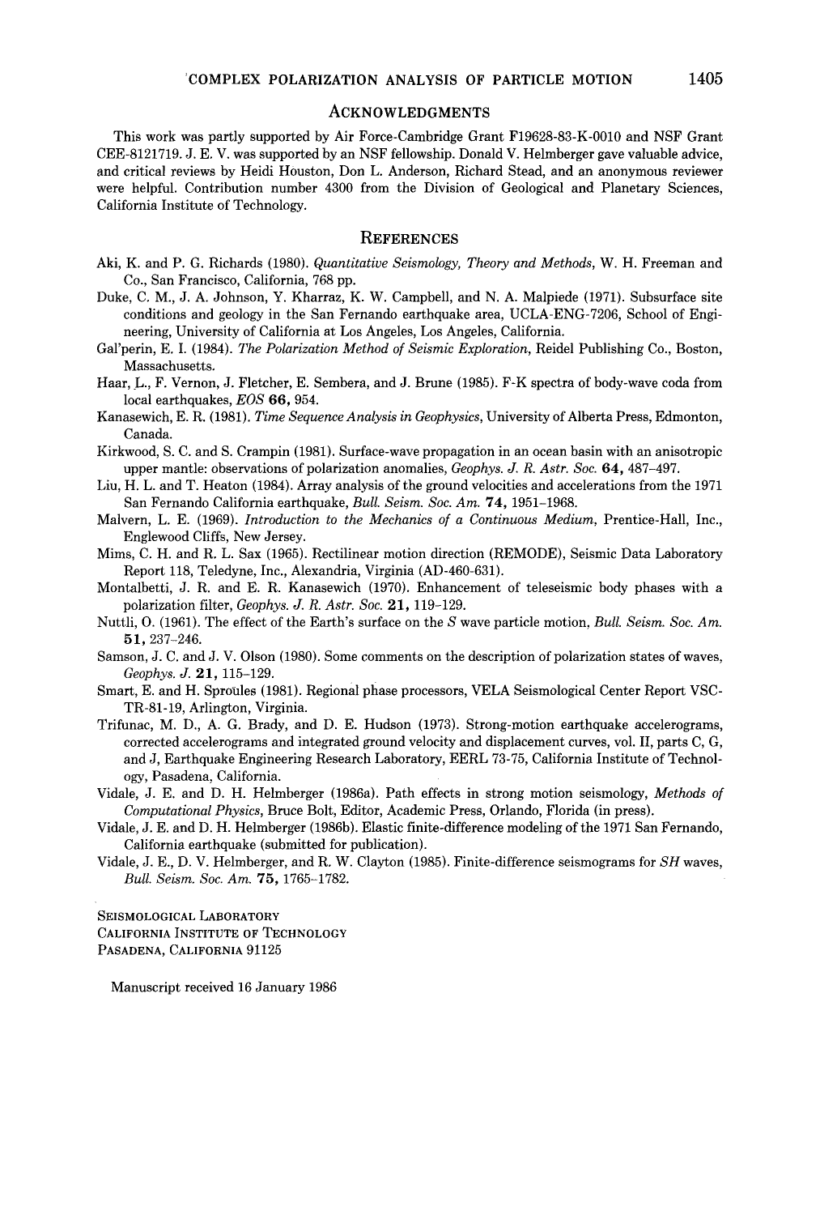## ACKNOWLEDGMENTS

This work was partly supported by Air Force-Cambridge Grant F19628-83-K-0010 and NSF Grant CEE-8121719. J. E. V. was supported by an NSF fellowship. Donald V. Helmberger gave valuable advice, and critical reviews by Heidi Houston, Don L. Anderson, Richard Stead, and an anonymous reviewer were helpful. Contribution number 4300 from the Division of Geological and Planetary Sciences, California Institute of Technology.

## REFERENCES

Aki, K. and P. G. Richards (1980). *Quantitative Seismology, Theory and Methods*, W. H. Freeman and Co., San Francisco, California, 768 pp.

Duke, C. M., J. A. Johnson, Y. Kharraz, K. W. Campbell, and N. A. Malpiede (1971). Subsurface site conditions and geology in the San Fernando earthquake area, UCLA-ENG-7206, School of Engineering, University of California at Los Angeles, Los Angeles, California.

Gal'perin, E. I. (1984). *The Polarization Method of Seismic Exploration*, Reidel Publishing Co., Boston, Massachusetts.

Haar, L., F. Vernon, J. Fletcher, E. Sembera, and J. Brune (1985). F-K spectra of body-wave coda from local earthquakes, *EOS* **66**, 954.

Kanasewich, E. R. (1981). *Time Sequence Analysis in Geophysics*, University of Alberta Press, Edmonton, Canada.

Kirkwood, S. C. and S. Crampin (1981). Surface-wave propagation in an ocean basin with an anisotropic upper mantle: observations of polarization anomalies, *Geophys. J. R. Astr. Soc.* **64**, 487–497.

Liu, H. L. and T. Heaton (1984). Array analysis of the ground velocities and accelerations from the 1971 San Fernando California earthquake, *Bull. Seism. Soc. Am.* **74**, 1951–1968.

Malvern, L. E. (1969). *Introduction to the Mechanics of a Continuous Medium*, Prentice-Hall, Inc., Englewood Cliffs, New Jersey.

Mims, C. H. and R. L. Sax (1965). Rectilinear motion direction (REMODE), Seismic Data Laboratory Report 118, Teledyne, Inc., Alexandria, Virginia (AD-460-631).

Montalbetti, J. R. and E. R. Kanasewich (1970). Enhancement of teleseismic body phases with a polarization filter, *Geophys. J. R. Astr. Soc.* **21**, 119–129.

Nuttli, O. (1961). The effect of the Earth's surface on the *S* wave particle motion, *Bull. Seism. Soc. Am.* **51**, 237–246.

Samson, J. C. and J. V. Olson (1980). Some comments on the description of polarization states of waves, *Geophys. J.* **21**, 115–129.

Smart, E. and H. Sproules (1981). Regional phase processors, VELA Seismological Center Report VSC-TR-81-19, Arlington, Virginia.

Trifunac, M. D., A. G. Brady, and D. E. Hudson (1973). Strong-motion earthquake accelerograms, corrected accelerograms and integrated ground velocity and displacement curves, vol. II, parts C, G, and J, Earthquake Engineering Research Laboratory, EERL 73-75, California Institute of Technology, Pasadena, California.

Vidale, J. E. and D. H. Helmberger (1986a). Path effects in strong motion seismology, *Methods of Computational Physics*, Bruce Bolt, Editor, Academic Press, Orlando, Florida (in press).

Vidale, J. E. and D. H. Helmberger (1986b). Elastic finite-difference modeling of the 1971 San Fernando, California earthquake (submitted for publication).

Vidale, J. E., D. V. Helmberger, and R. W. Clayton (1985). Finite-difference seismograms for *SH* waves, *Bull. Seism. Soc. Am.* **75**, 1765–1782.

SEISMOLOGICAL LABORATORY
CALIFORNIA INSTITUTE OF TECHNOLOGY
PASADENA, CALIFORNIA 91125

Manuscript received 16 January 1986